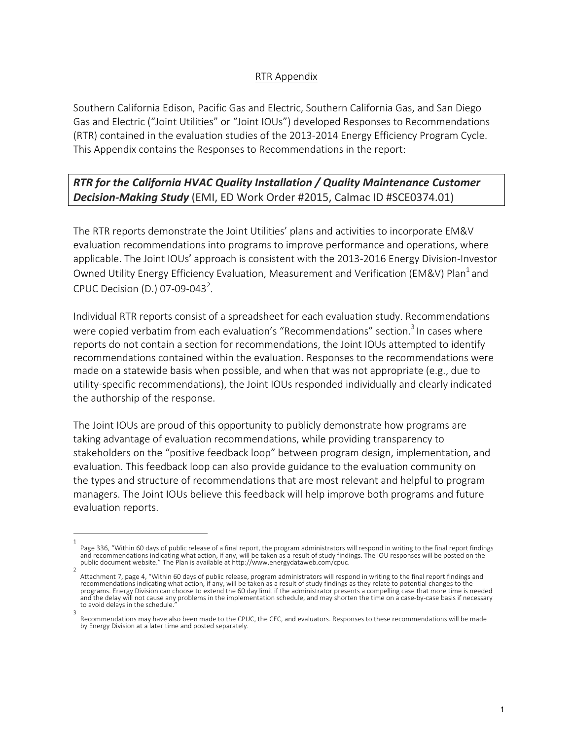## RTR Appendix

Southern California Edison, Pacific Gas and Electric, Southern California Gas, and San Diego Gas and Electric ("Joint Utilities" or "Joint IOUs") developed Responses to Recommendations (RTR) contained in the evaluation studies of the 2013-2014 Energy Efficiency Program Cycle. This Appendix contains the Responses to Recommendations in the report:

***RTR for the California HVAC Quality Installation / Quality Maintenance Customer Decision-Making Study*** (EMI, ED Work Order #2015, Calmac ID #SCE0374.01)

The RTR reports demonstrate the Joint Utilities' plans and activities to incorporate EM&V evaluation recommendations into programs to improve performance and operations, where applicable. The Joint IOUs' approach is consistent with the 2013-2016 Energy Division-Investor Owned Utility Energy Efficiency Evaluation, Measurement and Verification (EM&V) Plan[1] and CPUC Decision (D.) 07-09-043[2].

Individual RTR reports consist of a spreadsheet for each evaluation study. Recommendations were copied verbatim from each evaluation's "Recommendations" section.[3] In cases where reports do not contain a section for recommendations, the Joint IOUs attempted to identify recommendations contained within the evaluation. Responses to the recommendations were made on a statewide basis when possible, and when that was not appropriate (e.g., due to utility-specific recommendations), the Joint IOUs responded individually and clearly indicated the authorship of the response.

The Joint IOUs are proud of this opportunity to publicly demonstrate how programs are taking advantage of evaluation recommendations, while providing transparency to stakeholders on the "positive feedback loop" between program design, implementation, and evaluation. This feedback loop can also provide guidance to the evaluation community on the types and structure of recommendations that are most relevant and helpful to program managers. The Joint IOUs believe this feedback will help improve both programs and future evaluation reports.

---

[1] Page 336, "Within 60 days of public release of a final report, the program administrators will respond in writing to the final report findings and recommendations indicating what action, if any, will be taken as a result of study findings. The IOU responses will be posted on the public document website." The Plan is available at http://www.energydataweb.com/cpuc.

[2] Attachment 7, page 4, "Within 60 days of public release, program administrators will respond in writing to the final report findings and recommendations indicating what action, if any, will be taken as a result of study findings as they relate to potential changes to the programs. Energy Division can choose to extend the 60 day limit if the administrator presents a compelling case that more time is needed and the delay will not cause any problems in the implementation schedule, and may shorten the time on a case-by-case basis if necessary to avoid delays in the schedule."

[3] Recommendations may have also been made to the CPUC, the CEC, and evaluators. Responses to these recommendations will be made by Energy Division at a later time and posted separately.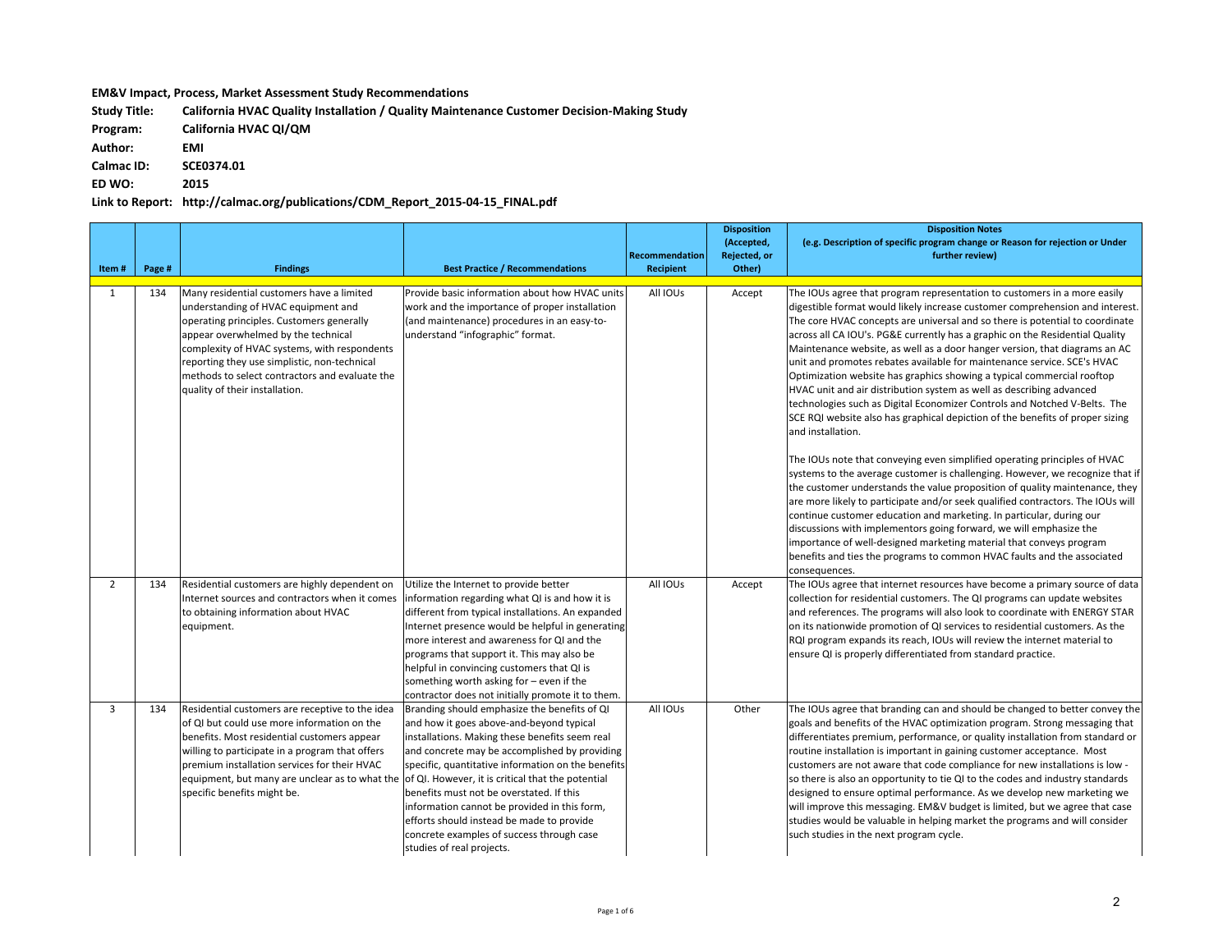**EM&V Impact, Process, Market Assessment Study Recommendations**

**Study Title:** **California HVAC Quality Installation / Quality Maintenance Customer Decision-Making Study**

**Program:** **California HVAC QI/QM**

**Author:** **EMI**

**Calmac ID:** **SCE0374.01**

**ED WO:** **2015**

**Link to Report:** **http://calmac.org/publications/CDM_Report_2015-04-15_FINAL.pdf**

| Item # | Page # | Findings | Best Practice / Recommendations | Recommendation Recipient | Disposition (Accepted, Rejected, or Other) | Disposition Notes (e.g. Description of specific program change or Reason for rejection or Under further review) |
|---|---|---|---|---|---|---|
| 1 | 134 | Many residential customers have a limited understanding of HVAC equipment and operating principles. Customers generally appear overwhelmed by the technical complexity of HVAC systems, with respondents reporting they use simplistic, non-technical methods to select contractors and evaluate the quality of their installation. | Provide basic information about how HVAC units work and the importance of proper installation (and maintenance) procedures in an easy-to-understand "infographic" format. | All IOUs | Accept | The IOUs agree that program representation to customers in a more easily digestible format would likely increase customer comprehension and interest. The core HVAC concepts are universal and so there is potential to coordinate across all CA IOU's. PG&E currently has a graphic on the Residential Quality Maintenance website, as well as a door hanger version, that diagrams an AC unit and promotes rebates available for maintenance service. SCE's HVAC Optimization website has graphics showing a typical commercial rooftop HVAC unit and air distribution system as well as describing advanced technologies such as Digital Economizer Controls and Notched V-Belts. The SCE RQI website also has graphical depiction of the benefits of proper sizing and installation.<br><br>The IOUs note that conveying even simplified operating principles of HVAC systems to the average customer is challenging. However, we recognize that if the customer understands the value proposition of quality maintenance, they are more likely to participate and/or seek qualified contractors. The IOUs will continue customer education and marketing. In particular, during our discussions with implementors going forward, we will emphasize the importance of well-designed marketing material that conveys program benefits and ties the programs to common HVAC faults and the associated consequences. |
| 2 | 134 | Residential customers are highly dependent on Internet sources and contractors when it comes to obtaining information about HVAC equipment. | Utilize the Internet to provide better information regarding what QI is and how it is different from typical installations. An expanded Internet presence would be helpful in generating more interest and awareness for QI and the programs that support it. This may also be helpful in convincing customers that QI is something worth asking for – even if the contractor does not initially promote it to them. | All IOUs | Accept | The IOUs agree that internet resources have become a primary source of data collection for residential customers. The QI programs can update websites and references. The programs will also look to coordinate with ENERGY STAR on its nationwide promotion of QI services to residential customers. As the RQI program expands its reach, IOUs will review the internet material to ensure QI is properly differentiated from standard practice. |
| 3 | 134 | Residential customers are receptive to the idea of QI but could use more information on the benefits. Most residential customers appear willing to participate in a program that offers premium installation services for their HVAC equipment, but many are unclear as to what the specific benefits might be. | Branding should emphasize the benefits of QI and how it goes above-and-beyond typical installations. Making these benefits seem real and concrete may be accomplished by providing specific, quantitative information on the benefits of QI. However, it is critical that the potential benefits must not be overstated. If this information cannot be provided in this form, efforts should instead be made to provide concrete examples of success through case studies of real projects. | All IOUs | Other | The IOUs agree that branding can and should be changed to better convey the goals and benefits of the HVAC optimization program. Strong messaging that differentiates premium, performance, or quality installation from standard or routine installation is important in gaining customer acceptance. Most customers are not aware that code compliance for new installations is low - so there is also an opportunity to tie QI to the codes and industry standards designed to ensure optimal performance. As we develop new marketing we will improve this messaging. EM&V budget is limited, but we agree that case studies would be valuable in helping market the programs and will consider such studies in the next program cycle. |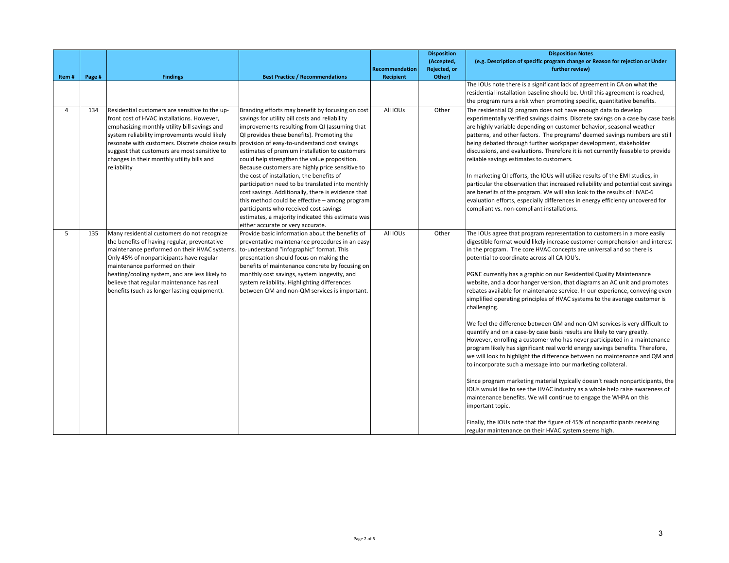| Item # | Page # | Findings | Best Practice / Recommendations | Recommendation Recipient | Disposition (Accepted, Rejected, or Other) | Disposition Notes (e.g. Description of specific program change or Reason for rejection or Under further review) |
|---|---|---|---|---|---|---|
| | | | | | | The IOUs note there is a significant lack of agreement in CA on what the residential installation baseline should be. Until this agreement is reached, the program runs a risk when promoting specific, quantitative benefits. |
| 4 | 134 | Residential customers are sensitive to the up-front cost of HVAC installations. However, emphasizing monthly utility bill savings and system reliability improvements would likely resonate with customers. Discrete choice results suggest that customers are most sensitive to changes in their monthly utility bills and reliability | Branding efforts may benefit by focusing on cost savings for utility bill costs and reliability improvements resulting from QI (assuming that QI provides these benefits). Promoting the provision of easy-to-understand cost savings estimates of premium installation to customers could help strengthen the value proposition. Because customers are highly price sensitive to the cost of installation, the benefits of participation need to be translated into monthly cost savings. Additionally, there is evidence that this method could be effective – among program participants who received cost savings estimates, a majority indicated this estimate was either accurate or very accurate. | All IOUs | Other | The residential QI program does not have enough data to develop experimentally verified savings claims. Discrete savings on a case by case basis are highly variable depending on customer behavior, seasonal weather patterns, and other factors. The programs' deemed savings numbers are still being debated through further workpaper development, stakeholder discussions, and evaluations. Therefore it is not currently feasable to provide reliable savings estimates to customers.<br><br>In marketing QI efforts, the IOUs will utilize results of the EMI studies, in particular the observation that increased reliability and potential cost savings are benefits of the program. We will also look to the results of HVAC-6 evaluation efforts, especially differences in energy efficiency uncovered for compliant vs. non-compliant installations. |
| 5 | 135 | Many residential customers do not recognize the benefits of having regular, preventative maintenance performed on their HVAC systems. Only 45% of nonparticipants have regular maintenance performed on their heating/cooling system, and are less likely to believe that regular maintenance has real benefits (such as longer lasting equipment). | Provide basic information about the benefits of preventative maintenance procedures in an easy-to-understand "infographic" format. This presentation should focus on making the benefits of maintenance concrete by focusing on monthly cost savings, system longevity, and system reliability. Highlighting differences between QM and non-QM services is important. | All IOUs | Other | The IOUs agree that program representation to customers in a more easily digestible format would likely increase customer comprehension and interest in the program. The core HVAC concepts are universal and so there is potential to coordinate across all CA IOU's.<br><br>PG&E currently has a graphic on our Residential Quality Maintenance website, and a door hanger version, that diagrams an AC unit and promotes rebates available for maintenance service. In our experience, conveying even simplified operating principles of HVAC systems to the average customer is challenging.<br><br>We feel the difference between QM and non-QM services is very difficult to quantify and on a case-by case basis results are likely to vary greatly. However, enrolling a customer who has never participated in a maintenance program likely has significant real world energy savings benefits. Therefore, we will look to highlight the difference between no maintenance and QM and to incorporate such a message into our marketing collateral.<br><br>Since program marketing material typically doesn't reach nonparticipants, the IOUs would like to see the HVAC industry as a whole help raise awareness of maintenance benefits. We will continue to engage the WHPA on this important topic.<br><br>Finally, the IOUs note that the figure of 45% of nonparticipants receiving regular maintenance on their HVAC system seems high. |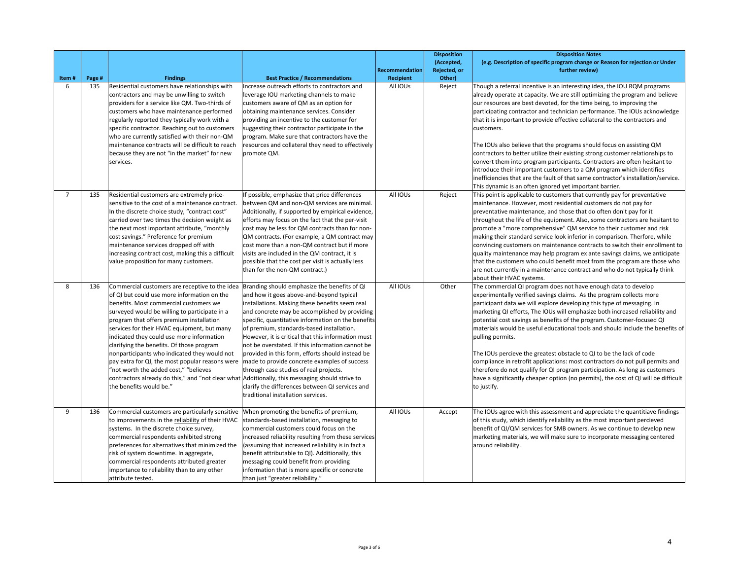| Item # | Page # | Findings | Best Practice / Recommendations | Recommendation Recipient | Disposition (Accepted, Rejected, or Other) | Disposition Notes (e.g. Description of specific program change or Reason for rejection or Under further review) |
|---|---|---|---|---|---|---|
| 6 | 135 | Residential customers have relationships with contractors and may be unwilling to switch providers for a service like QM. Two-thirds of customers who have maintenance performed regularly reported they typically work with a specific contractor. Reaching out to customers who are currently satisfied with their non-QM maintenance contracts will be difficult to reach because they are not "in the market" for new services. | Increase outreach efforts to contractors and leverage IOU marketing channels to make customers aware of QM as an option for obtaining maintenance services. Consider providing an incentive to the customer for suggesting their contractor participate in the program. Make sure that contractors have the resources and collateral they need to effectively promote QM. | All IOUs | Reject | Though a referral incentive is an interesting idea, the IOU RQM programs already operate at capacity. We are still optimizing the program and believe our resources are best devoted, for the time being, to improving the participating contractor and technician performance. The IOUs acknowledge that it is important to provide effective collateral to the contractors and customers.<br><br>The IOUs also believe that the programs should focus on assisting QM contractors to better utilize their existing strong customer relationships to convert them into program participants. Contractors are often hesitant to introduce their important customers to a QM program which identifies inefficiencies that are the fault of that same contractor's installation/service. This dynamic is an often ignored yet important barrier. |
| 7 | 135 | Residential customers are extremely price-sensitive to the cost of a maintenance contract. In the discrete choice study, "contract cost" carried over two times the decision weight as the next most important attribute, "monthly cost savings." Preference for premium maintenance services dropped off with increasing contract cost, making this a difficult value proposition for many customers. | If possible, emphasize that price differences between QM and non-QM services are minimal. Additionally, if supported by empirical evidence, efforts may focus on the fact that the per-visit cost may be less for QM contracts than for non-QM contracts. (For example, a QM contract may cost more than a non-QM contract but if more visits are included in the QM contract, it is possible that the cost per visit is actually less than for the non-QM contract.) | All IOUs | Reject | This point is applicable to customers that currently pay for preventative maintenance. However, most residential customers do not pay for preventative maintenance, and those that do often don't pay for it throughout the life of the equipment. Also, some contractors are hesitant to promote a "more comprehensive" QM service to their customer and risk making their standard service look inferior in comparison. Therfore, while convincing customers on maintenance contracts to switch their enrollment to quality maintenance may help program ex ante savings claims, we anticipate that the customers who could benefit most from the program are those who are not currently in a maintenance contract and who do not typically think about their HVAC systems. |
| 8 | 136 | Commercial customers are receptive to the idea of QI but could use more information on the benefits. Most commercial customers we surveyed would be willing to participate in a program that offers premium installation services for their HVAC equipment, but many indicated they could use more information clarifying the benefits. Of those program nonparticipants who indicated they would not pay extra for QI, the most popular reasons were "not worth the added cost," "believes contractors already do this," and "not clear what the benefits would be." | Branding should emphasize the benefits of QI and how it goes above-and-beyond typical installations. Making these benefits seem real and concrete may be accomplished by providing specific, quantitative information on the benefits of premium, standards-based installation. However, it is critical that this information must not be overstated. If this information cannot be provided in this form, efforts should instead be made to provide concrete examples of success through case studies of real projects. Additionally, this messaging should strive to clarify the differences between QI services and traditional installation services. | All IOUs | Other | The commercial QI program does not have enough data to develop experimentally verified savings claims. As the program collects more participant data we will explore developing this type of messaging. In marketing QI efforts, The IOUs will emphasize both increased reliability and potential cost savings as benefits of the program. Customer-focused QI materials would be useful educational tools and should include the benefits of pulling permits.<br><br>The IOUs percieve the greatest obstacle to QI to be the lack of code compliance in retrofit applications: most contractors do not pull permits and therefore do not qualify for QI program participation. As long as customers have a significantly cheaper option (no permits), the cost of QI will be difficult to justify. |
| 9 | 136 | Commercial customers are particularly sensitive to improvements in the reliability of their HVAC systems. In the discrete choice survey, commercial respondents exhibited strong preferences for alternatives that minimized the risk of system downtime. In aggregate, commercial respondents attributed greater importance to reliability than to any other attribute tested. | When promoting the benefits of premium, standards-based installation, messaging to commercial customers could focus on the increased reliability resulting from these services (assuming that increased reliability is in fact a benefit attributable to QI). Additionally, this messaging could benefit from providing information that is more specific or concrete than just "greater reliability." | All IOUs | Accept | The IOUs agree with this assessment and appreciate the quantitiave findings of this study, which identify reliability as the most important percieved benefit of QI/QM services for SMB owners. As we continue to develop new marketing materials, we will make sure to incorporate messaging centered around reliability. |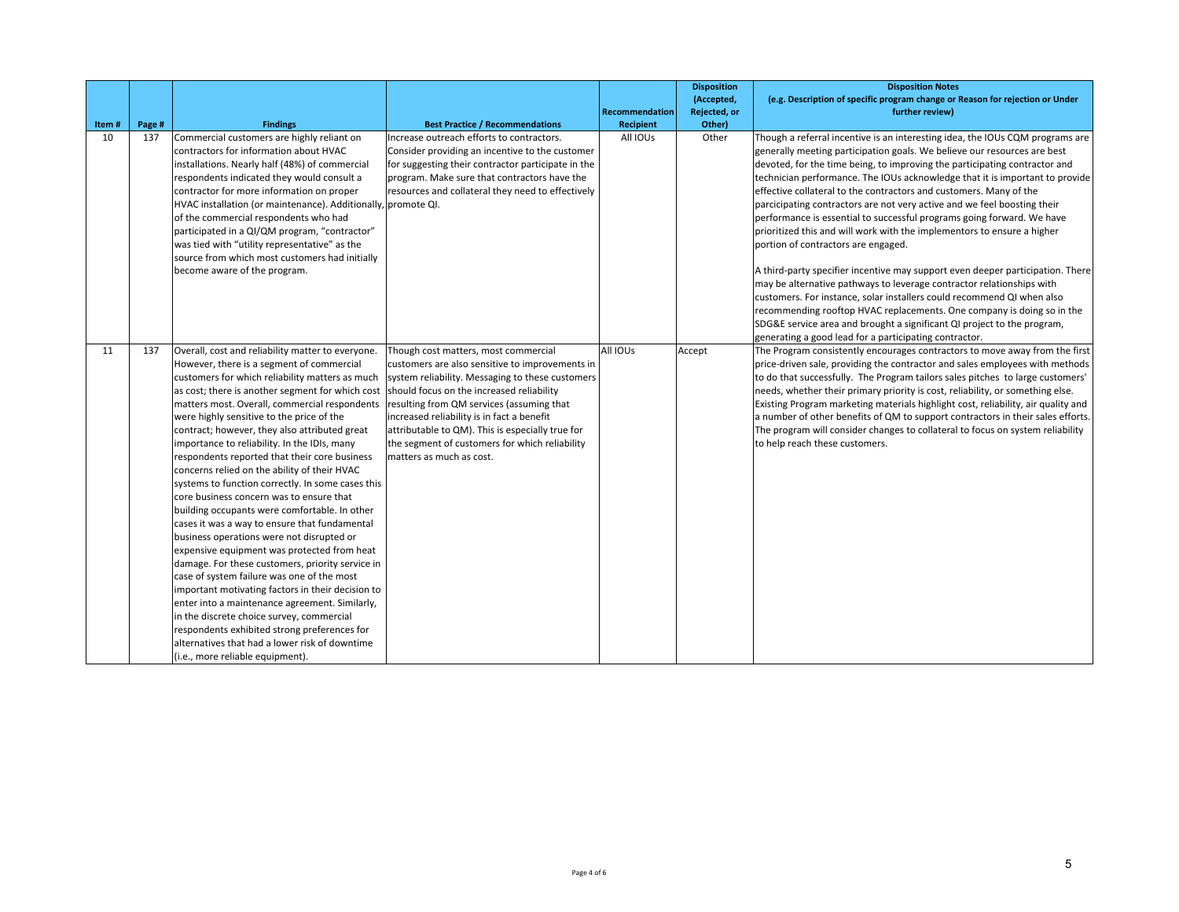| Item # | Page # | Findings | Best Practice / Recommendations | Recommendation Recipient | Disposition (Accepted, Rejected, or Other) | Disposition Notes (e.g. Description of specific program change or Reason for rejection or Under further review) |
|---|---|---|---|---|---|---|
| 10 | 137 | Commercial customers are highly reliant on contractors for information about HVAC installations. Nearly half (48%) of commercial respondents indicated they would consult a contractor for more information on proper HVAC installation (or maintenance). Additionally, of the commercial respondents who had participated in a QI/QM program, "contractor" was tied with "utility representative" as the source from which most customers had initially become aware of the program. | Increase outreach efforts to contractors. Consider providing an incentive to the customer for suggesting their contractor participate in the program. Make sure that contractors have the resources and collateral they need to effectively promote QI. | All IOUs | Other | Though a referral incentive is an interesting idea, the IOUs CQM programs are generally meeting participation goals. We believe our resources are best devoted, for the time being, to improving the participating contractor and technician performance. The IOUs acknowledge that it is important to provide effective collateral to the contractors and customers. Many of the parcicipating contractors are not very active and we feel boosting their performance is essential to successful programs going forward. We have prioritized this and will work with the implementors to ensure a higher portion of contractors are engaged.<br><br>A third-party specifier incentive may support even deeper participation. There may be alternative pathways to leverage contractor relationships with customers. For instance, solar installers could recommend QI when also recommending rooftop HVAC replacements. One company is doing so in the SDG&E service area and brought a significant QI project to the program, generating a good lead for a participating contractor. |
| 11 | 137 | Overall, cost and reliability matter to everyone. However, there is a segment of commercial customers for which reliability matters as much as cost; there is another segment for which cost matters most. Overall, commercial respondents were highly sensitive to the price of the contract; however, they also attributed great importance to reliability. In the IDIs, many respondents reported that their core business concerns relied on the ability of their HVAC systems to function correctly. In some cases this core business concern was to ensure that building occupants were comfortable. In other cases it was a way to ensure that fundamental business operations were not disrupted or expensive equipment was protected from heat damage. For these customers, priority service in case of system failure was one of the most important motivating factors in their decision to enter into a maintenance agreement. Similarly, in the discrete choice survey, commercial respondents exhibited strong preferences for alternatives that had a lower risk of downtime (i.e., more reliable equipment). | Though cost matters, most commercial customers are also sensitive to improvements in system reliability. Messaging to these customers should focus on the increased reliability resulting from QM services (assuming that increased reliability is in fact a benefit attributable to QM). This is especially true for the segment of customers for which reliability matters as much as cost. | All IOUs | Accept | The Program consistently encourages contractors to move away from the first price-driven sale, providing the contractor and sales employees with methods to do that successfully. The Program tailors sales pitches to large customers' needs, whether their primary priority is cost, reliability, or something else. Existing Program marketing materials highlight cost, reliability, air quality and a number of other benefits of QM to support contractors in their sales efforts. The program will consider changes to collateral to focus on system reliability to help reach these customers. |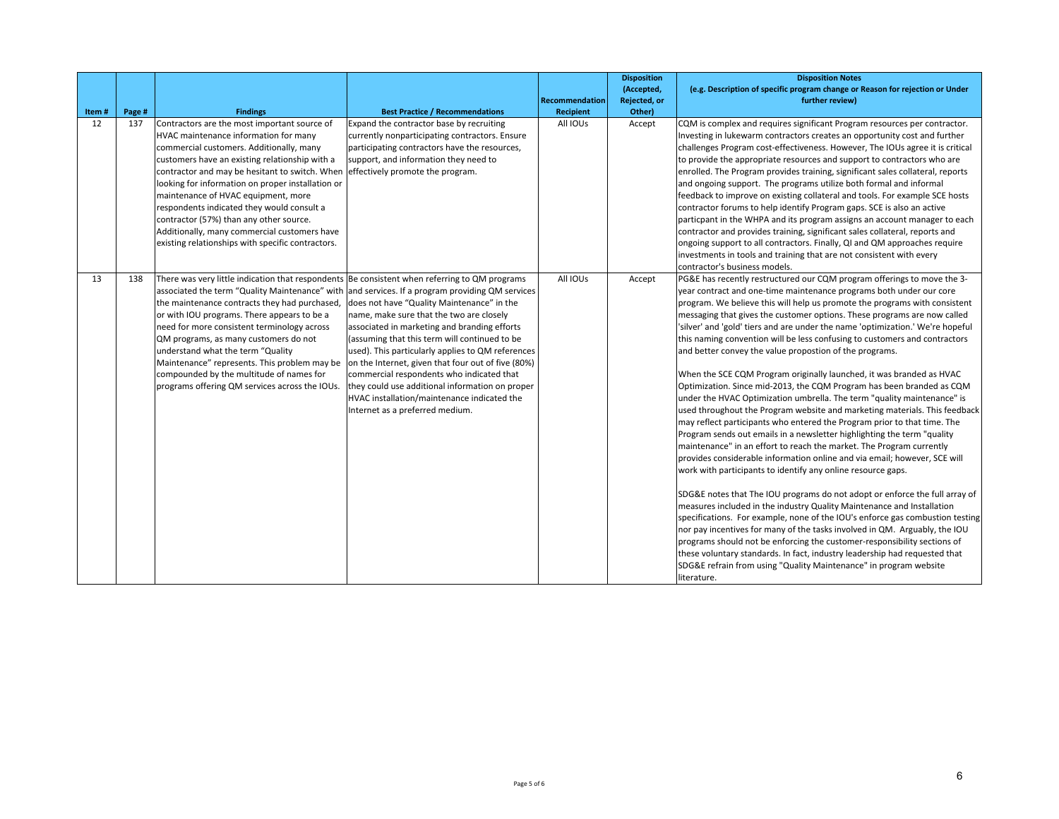| Item # | Page # | Findings | Best Practice / Recommendations | Recommendation Recipient | Disposition (Accepted, Rejected, or Other) | Disposition Notes (e.g. Description of specific program change or Reason for rejection or Under further review) |
|---|---|---|---|---|---|---|
| 12 | 137 | Contractors are the most important source of HVAC maintenance information for many commercial customers. Additionally, many customers have an existing relationship with a contractor and may be hesitant to switch. When looking for information on proper installation or maintenance of HVAC equipment, more respondents indicated they would consult a contractor (57%) than any other source. Additionally, many commercial customers have existing relationships with specific contractors. | Expand the contractor base by recruiting currently nonparticipating contractors. Ensure participating contractors have the resources, support, and information they need to effectively promote the program. | All IOUs | Accept | CQM is complex and requires significant Program resources per contractor. Investing in lukewarm contractors creates an opportunity cost and further challenges Program cost-effectiveness. However, The IOUs agree it is critical to provide the appropriate resources and support to contractors who are enrolled. The Program provides training, significant sales collateral, reports and ongoing support. The programs utilize both formal and informal feedback to improve on existing collateral and tools. For example SCE hosts contractor forums to help identify Program gaps. SCE is also an active particpant in the WHPA and its program assigns an account manager to each contractor and provides training, significant sales collateral, reports and ongoing support to all contractors. Finally, QI and QM approaches require investments in tools and training that are not consistent with every contractor's business models. |
| 13 | 138 | There was very little indication that respondents associated the term "Quality Maintenance" with the maintenance contracts they had purchased, or with IOU programs. There appears to be a need for more consistent terminology across QM programs, as many customers do not understand what the term "Quality Maintenance" represents. This problem may be compounded by the multitude of names for programs offering QM services across the IOUs. | Be consistent when referring to QM programs and services. If a program providing QM services does not have "Quality Maintenance" in the name, make sure that the two are closely associated in marketing and branding efforts (assuming that this term will continued to be used). This particularly applies to QM references on the Internet, given that four out of five (80%) commercial respondents who indicated that they could use additional information on proper HVAC installation/maintenance indicated the Internet as a preferred medium. | All IOUs | Accept | PG&E has recently restructured our CQM program offerings to move the 3-year contract and one-time maintenance programs both under our core program. We believe this will help us promote the programs with consistent messaging that gives the customer options. These programs are now called 'silver' and 'gold' tiers and are under the name 'optimization.' We're hopeful this naming convention will be less confusing to customers and contractors and better convey the value propostion of the programs.<br><br>When the SCE CQM Program originally launched, it was branded as HVAC Optimization. Since mid-2013, the CQM Program has been branded as CQM under the HVAC Optimization umbrella. The term "quality maintenance" is used throughout the Program website and marketing materials. This feedback may reflect participants who entered the Program prior to that time. The Program sends out emails in a newsletter highlighting the term "quality maintenance" in an effort to reach the market. The Program currently provides considerable information online and via email; however, SCE will work with participants to identify any online resource gaps.<br><br>SDG&E notes that The IOU programs do not adopt or enforce the full array of measures included in the industry Quality Maintenance and Installation specifications. For example, none of the IOU's enforce gas combustion testing nor pay incentives for many of the tasks involved in QM. Arguably, the IOU programs should not be enforcing the customer-responsibility sections of these voluntary standards. In fact, industry leadership had requested that SDG&E refrain from using "Quality Maintenance" in program website literature. |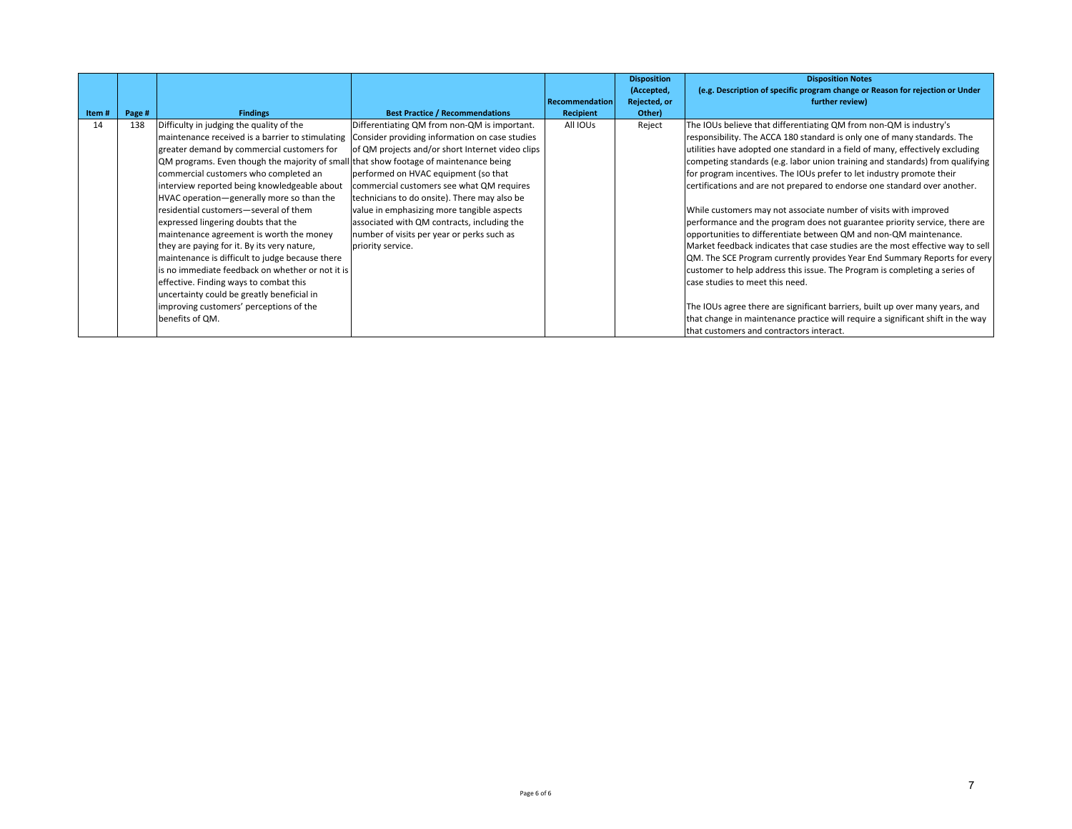| Item # | Page # | Findings | Best Practice / Recommendations | Recommendation Recipient | Disposition (Accepted, Rejected, or Other) | Disposition Notes (e.g. Description of specific program change or Reason for rejection or Under further review) |
|---|---|---|---|---|---|---|
| 14 | 138 | Difficulty in judging the quality of the maintenance received is a barrier to stimulating greater demand by commercial customers for QM programs. Even though the majority of small commercial customers who completed an interview reported being knowledgeable about HVAC operation—generally more so than the residential customers—several of them expressed lingering doubts that the maintenance agreement is worth the money they are paying for it. By its very nature, maintenance is difficult to judge because there is no immediate feedback on whether or not it is effective. Finding ways to combat this uncertainty could be greatly beneficial in improving customers' perceptions of the benefits of QM. | Differentiating QM from non-QM is important. Consider providing information on case studies of QM projects and/or short Internet video clips that show footage of maintenance being performed on HVAC equipment (so that commercial customers see what QM requires technicians to do onsite). There may also be value in emphasizing more tangible aspects associated with QM contracts, including the number of visits per year or perks such as priority service. | All IOUs | Reject | The IOUs believe that differentiating QM from non-QM is industry's responsibility. The ACCA 180 standard is only one of many standards. The utilities have adopted one standard in a field of many, effectively excluding competing standards (e.g. labor union training and standards) from qualifying for program incentives. The IOUs prefer to let industry promote their certifications and are not prepared to endorse one standard over another.<br><br>While customers may not associate number of visits with improved performance and the program does not guarantee priority service, there are opportunities to differentiate between QM and non-QM maintenance. Market feedback indicates that case studies are the most effective way to sell QM. The SCE Program currently provides Year End Summary Reports for every customer to help address this issue. The Program is completing a series of case studies to meet this need.<br><br>The IOUs agree there are significant barriers, built up over many years, and that change in maintenance practice will require a significant shift in the way that customers and contractors interact. |